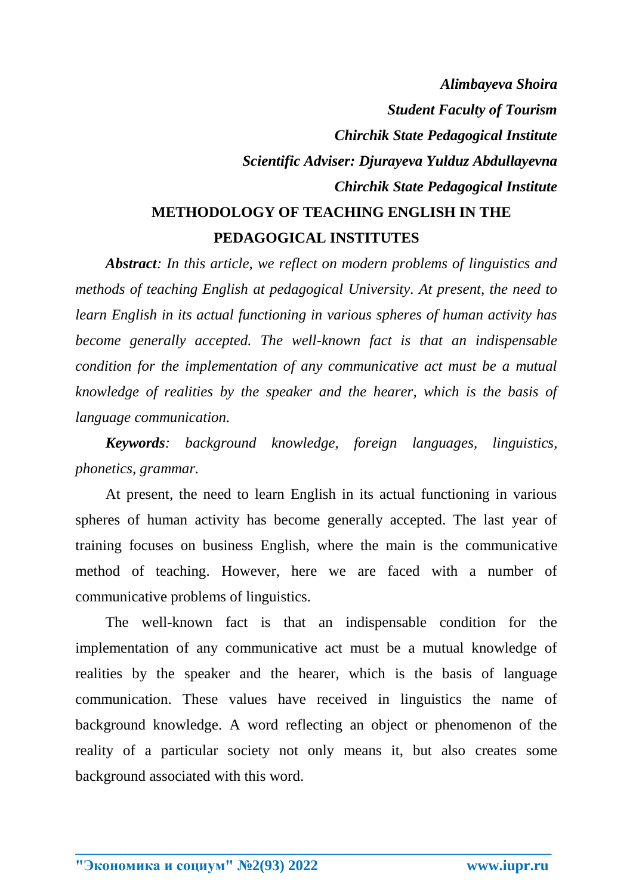***Alimbayeva Shoira***

***Student Faculty of Tourism***

***Chirchik State Pedagogical Institute***

***Scientific Adviser: Djurayeva Yulduz Abdullayevna***

***Chirchik State Pedagogical Institute***

# METHODOLOGY OF TEACHING ENGLISH IN THE PEDAGOGICAL INSTITUTES

***Abstract****: In this article, we reflect on modern problems of linguistics and methods of teaching English at pedagogical University. At present, the need to learn English in its actual functioning in various spheres of human activity has become generally accepted. The well-known fact is that an indispensable condition for the implementation of any communicative act must be a mutual knowledge of realities by the speaker and the hearer, which is the basis of language communication.*

***Keywords****: background knowledge, foreign languages, linguistics, phonetics, grammar.*

At present, the need to learn English in its actual functioning in various spheres of human activity has become generally accepted. The last year of training focuses on business English, where the main is the communicative method of teaching. However, here we are faced with a number of communicative problems of linguistics.

The well-known fact is that an indispensable condition for the implementation of any communicative act must be a mutual knowledge of realities by the speaker and the hearer, which is the basis of language communication. These values have received in linguistics the name of background knowledge. A word reflecting an object or phenomenon of the reality of a particular society not only means it, but also creates some background associated with this word.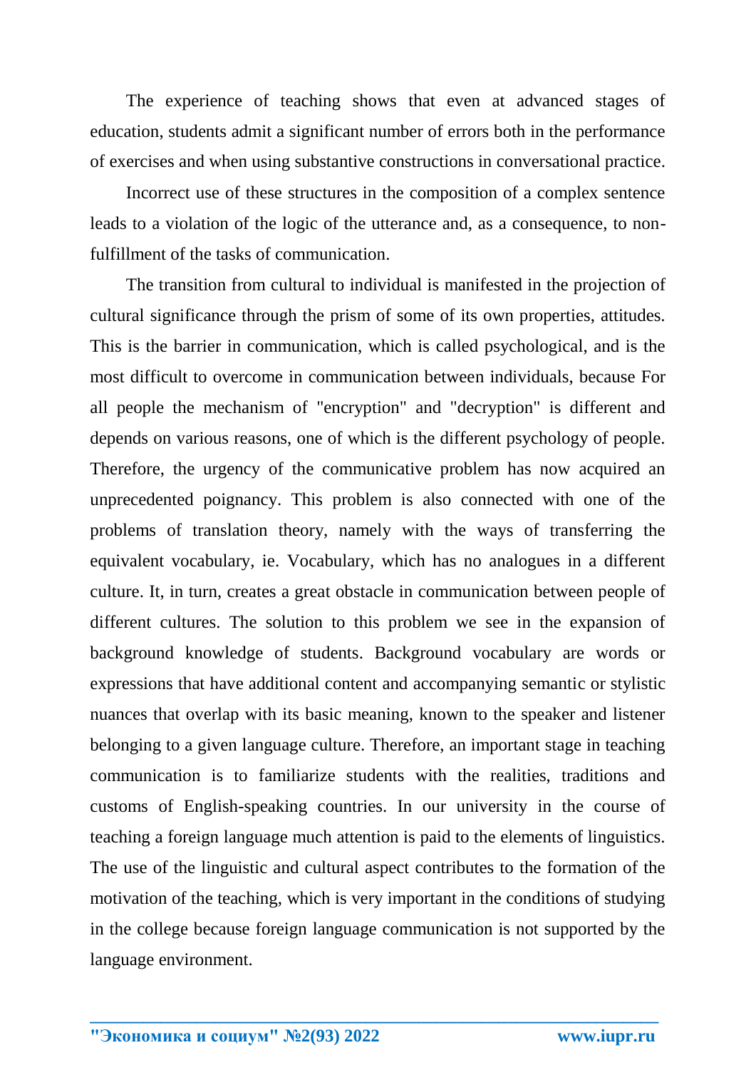The experience of teaching shows that even at advanced stages of education, students admit a significant number of errors both in the performance of exercises and when using substantive constructions in conversational practice.

Incorrect use of these structures in the composition of a complex sentence leads to a violation of the logic of the utterance and, as a consequence, to non-fulfillment of the tasks of communication.

The transition from cultural to individual is manifested in the projection of cultural significance through the prism of some of its own properties, attitudes. This is the barrier in communication, which is called psychological, and is the most difficult to overcome in communication between individuals, because For all people the mechanism of "encryption" and "decryption" is different and depends on various reasons, one of which is the different psychology of people. Therefore, the urgency of the communicative problem has now acquired an unprecedented poignancy. This problem is also connected with one of the problems of translation theory, namely with the ways of transferring the equivalent vocabulary, ie. Vocabulary, which has no analogues in a different culture. It, in turn, creates a great obstacle in communication between people of different cultures. The solution to this problem we see in the expansion of background knowledge of students. Background vocabulary are words or expressions that have additional content and accompanying semantic or stylistic nuances that overlap with its basic meaning, known to the speaker and listener belonging to a given language culture. Therefore, an important stage in teaching communication is to familiarize students with the realities, traditions and customs of English-speaking countries. In our university in the course of teaching a foreign language much attention is paid to the elements of linguistics. The use of the linguistic and cultural aspect contributes to the formation of the motivation of the teaching, which is very important in the conditions of studying in the college because foreign language communication is not supported by the language environment.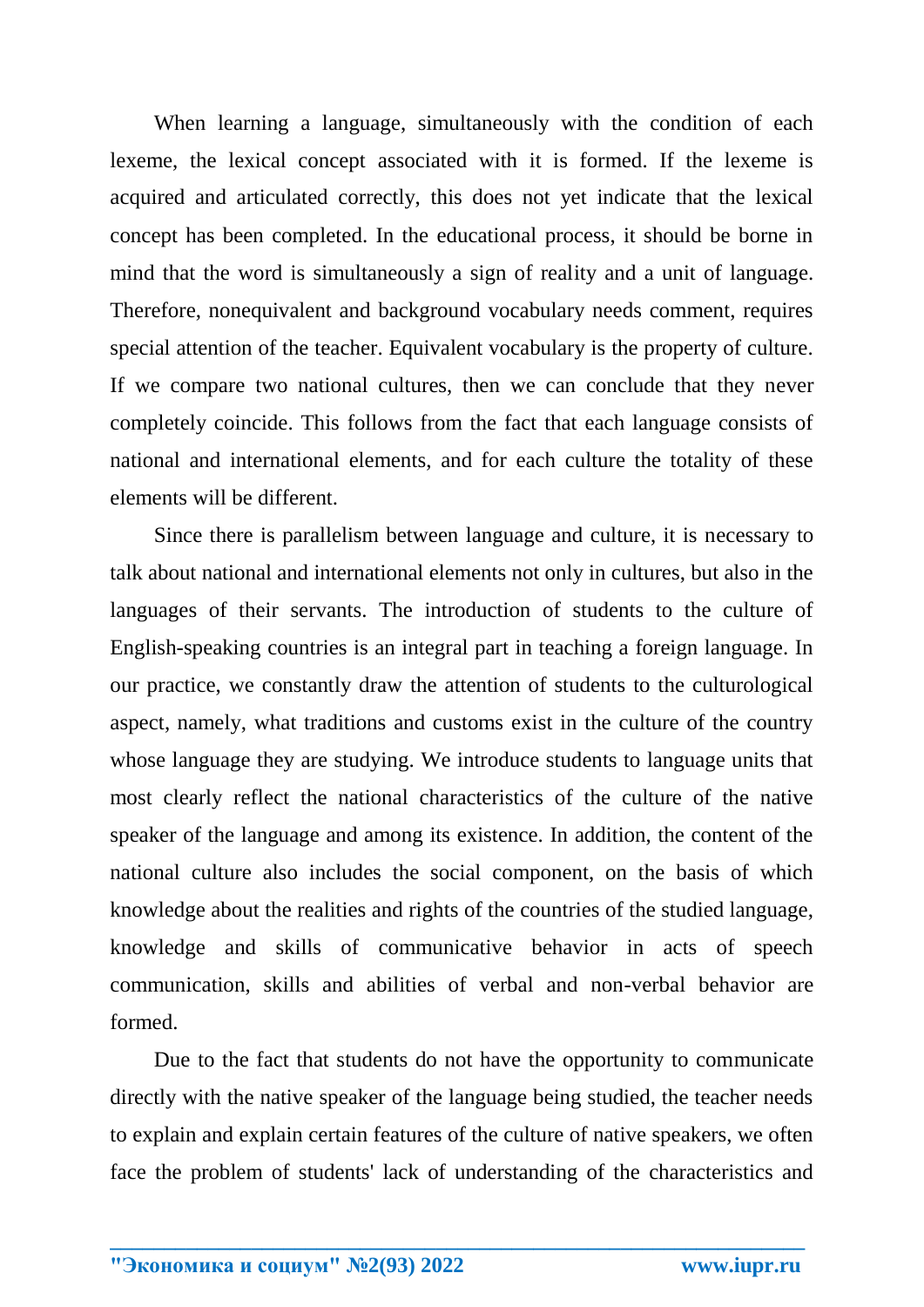When learning a language, simultaneously with the condition of each lexeme, the lexical concept associated with it is formed. If the lexeme is acquired and articulated correctly, this does not yet indicate that the lexical concept has been completed. In the educational process, it should be borne in mind that the word is simultaneously a sign of reality and a unit of language. Therefore, nonequivalent and background vocabulary needs comment, requires special attention of the teacher. Equivalent vocabulary is the property of culture. If we compare two national cultures, then we can conclude that they never completely coincide. This follows from the fact that each language consists of national and international elements, and for each culture the totality of these elements will be different.

Since there is parallelism between language and culture, it is necessary to talk about national and international elements not only in cultures, but also in the languages of their servants. The introduction of students to the culture of English-speaking countries is an integral part in teaching a foreign language. In our practice, we constantly draw the attention of students to the culturological aspect, namely, what traditions and customs exist in the culture of the country whose language they are studying. We introduce students to language units that most clearly reflect the national characteristics of the culture of the native speaker of the language and among its existence. In addition, the content of the national culture also includes the social component, on the basis of which knowledge about the realities and rights of the countries of the studied language, knowledge and skills of communicative behavior in acts of speech communication, skills and abilities of verbal and non-verbal behavior are formed.

Due to the fact that students do not have the opportunity to communicate directly with the native speaker of the language being studied, the teacher needs to explain and explain certain features of the culture of native speakers, we often face the problem of students' lack of understanding of the characteristics and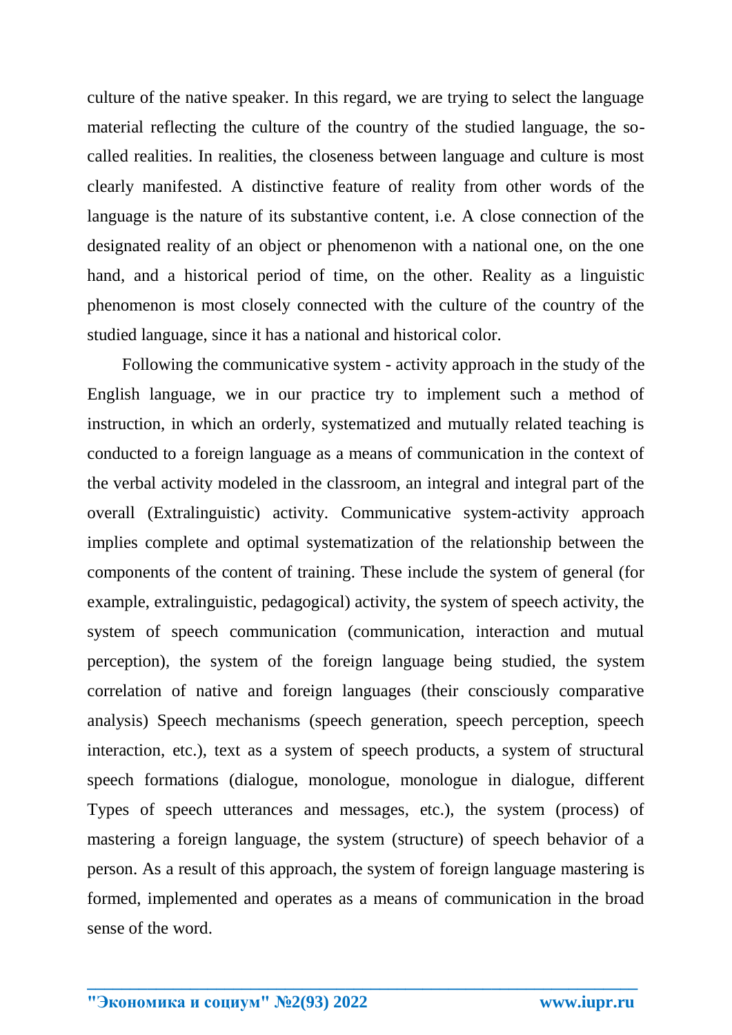culture of the native speaker. In this regard, we are trying to select the language material reflecting the culture of the country of the studied language, the so-called realities. In realities, the closeness between language and culture is most clearly manifested. A distinctive feature of reality from other words of the language is the nature of its substantive content, i.e. A close connection of the designated reality of an object or phenomenon with a national one, on the one hand, and a historical period of time, on the other. Reality as a linguistic phenomenon is most closely connected with the culture of the country of the studied language, since it has a national and historical color.

Following the communicative system - activity approach in the study of the English language, we in our practice try to implement such a method of instruction, in which an orderly, systematized and mutually related teaching is conducted to a foreign language as a means of communication in the context of the verbal activity modeled in the classroom, an integral and integral part of the overall (Extralinguistic) activity. Communicative system-activity approach implies complete and optimal systematization of the relationship between the components of the content of training. These include the system of general (for example, extralinguistic, pedagogical) activity, the system of speech activity, the system of speech communication (communication, interaction and mutual perception), the system of the foreign language being studied, the system correlation of native and foreign languages (their consciously comparative analysis) Speech mechanisms (speech generation, speech perception, speech interaction, etc.), text as a system of speech products, a system of structural speech formations (dialogue, monologue, monologue in dialogue, different Types of speech utterances and messages, etc.), the system (process) of mastering a foreign language, the system (structure) of speech behavior of a person. As a result of this approach, the system of foreign language mastering is formed, implemented and operates as a means of communication in the broad sense of the word.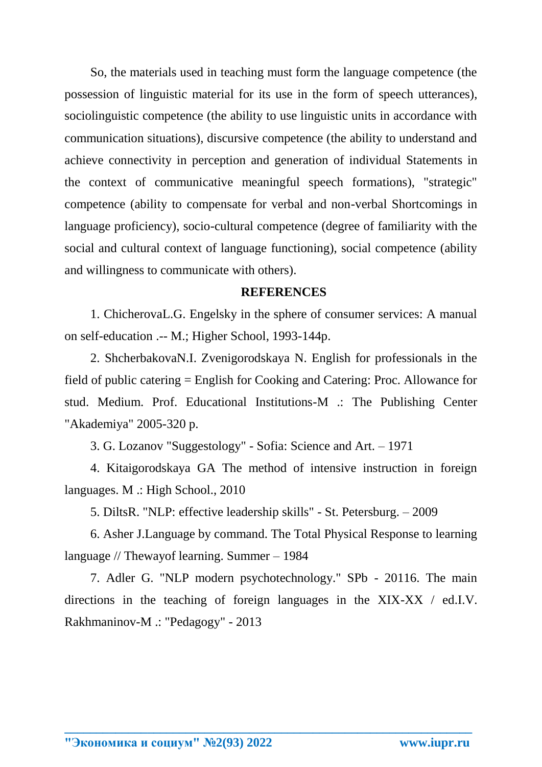So, the materials used in teaching must form the language competence (the possession of linguistic material for its use in the form of speech utterances), sociolinguistic competence (the ability to use linguistic units in accordance with communication situations), discursive competence (the ability to understand and achieve connectivity in perception and generation of individual Statements in the context of communicative meaningful speech formations), "strategic" competence (ability to compensate for verbal and non-verbal Shortcomings in language proficiency), socio-cultural competence (degree of familiarity with the social and cultural context of language functioning), social competence (ability and willingness to communicate with others).

**REFERENCES**

1. ChicherovaL.G. Engelsky in the sphere of consumer services: A manual on self-education .-- M.; Higher School, 1993-144p.

2. ShcherbakovaN.I. Zvenigorodskaya N. English for professionals in the field of public catering = English for Cooking and Catering: Proc. Allowance for stud. Medium. Prof. Educational Institutions-M .: The Publishing Center "Akademiya" 2005-320 p.

3. G. Lozanov "Suggestology" - Sofia: Science and Art. – 1971

4. Kitaigorodskaya GA The method of intensive instruction in foreign languages. M .: High School., 2010

5. DiltsR. "NLP: effective leadership skills" - St. Petersburg. – 2009

6. Asher J.Language by command. The Total Physical Response to learning language // Thewayof learning. Summer – 1984

7. Adler G. "NLP modern psychotechnology." SPb - 20116. The main directions in the teaching of foreign languages in the XIX-XX / ed.I.V. Rakhmaninov-M .: "Pedagogy" - 2013